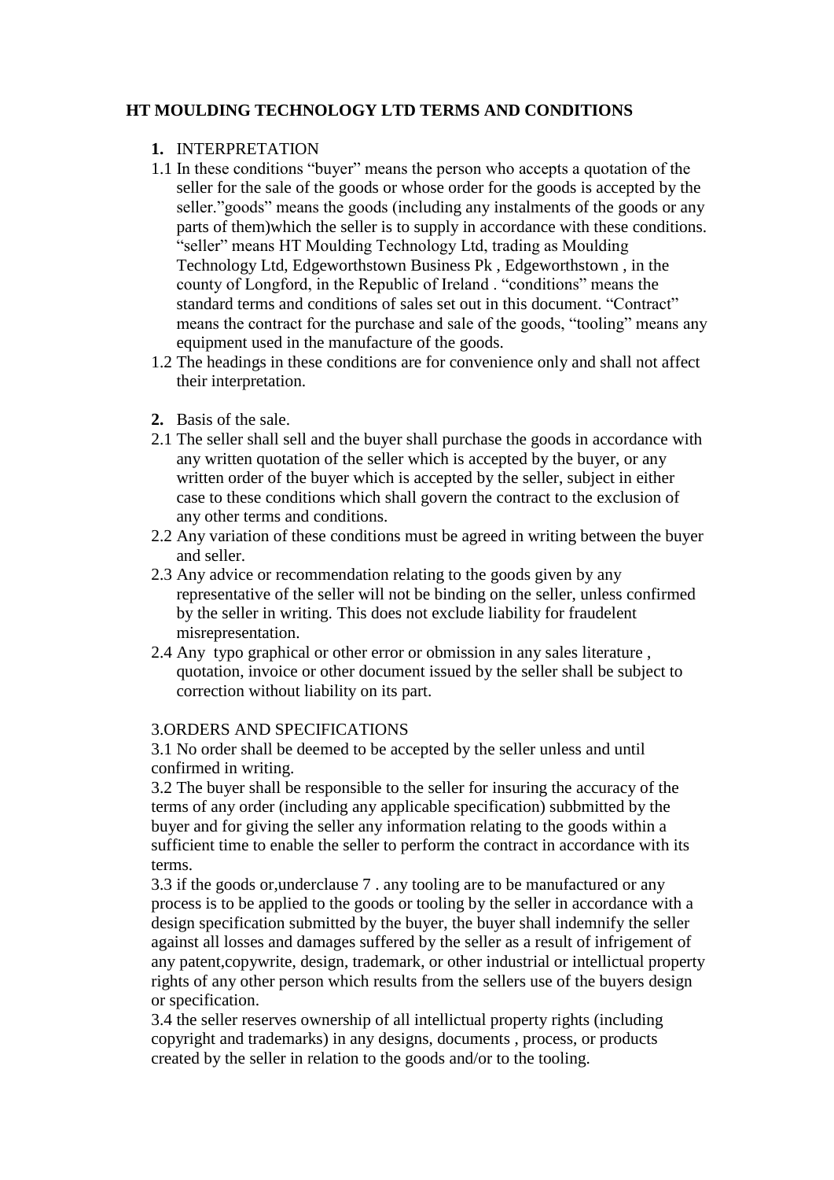# HT MOULDING TECHNOLOGY LTD TERMS AND CONDITIONS

**1.** INTERPRETATION

1.1 In these conditions "buyer" means the person who accepts a quotation of the seller for the sale of the goods or whose order for the goods is accepted by the seller."goods" means the goods (including any instalments of the goods or any parts of them)which the seller is to supply in accordance with these conditions. "seller" means HT Moulding Technology Ltd, trading as Moulding Technology Ltd, Edgeworthstown Business Pk , Edgeworthstown , in the county of Longford, in the Republic of Ireland . "conditions" means the standard terms and conditions of sales set out in this document. "Contract" means the contract for the purchase and sale of the goods, "tooling" means any equipment used in the manufacture of the goods.

1.2 The headings in these conditions are for convenience only and shall not affect their interpretation.

**2.** Basis of the sale.

2.1 The seller shall sell and the buyer shall purchase the goods in accordance with any written quotation of the seller which is accepted by the buyer, or any written order of the buyer which is accepted by the seller, subject in either case to these conditions which shall govern the contract to the exclusion of any other terms and conditions.

2.2 Any variation of these conditions must be agreed in writing between the buyer and seller.

2.3 Any advice or recommendation relating to the goods given by any representative of the seller will not be binding on the seller, unless confirmed by the seller in writing. This does not exclude liability for fraudelent misrepresentation.

2.4 Any typo graphical or other error or obmission in any sales literature , quotation, invoice or other document issued by the seller shall be subject to correction without liability on its part.

3.ORDERS AND SPECIFICATIONS

3.1 No order shall be deemed to be accepted by the seller unless and until confirmed in writing.

3.2 The buyer shall be responsible to the seller for insuring the accuracy of the terms of any order (including any applicable specification) subbmitted by the buyer and for giving the seller any information relating to the goods within a sufficient time to enable the seller to perform the contract in accordance with its terms.

3.3 if the goods or,underclause 7 . any tooling are to be manufactured or any process is to be applied to the goods or tooling by the seller in accordance with a design specification submitted by the buyer, the buyer shall indemnify the seller against all losses and damages suffered by the seller as a result of infrigement of any patent,copywrite, design, trademark, or other industrial or intellictual property rights of any other person which results from the sellers use of the buyers design or specification.

3.4 the seller reserves ownership of all intellictual property rights (including copyright and trademarks) in any designs, documents , process, or products created by the seller in relation to the goods and/or to the tooling.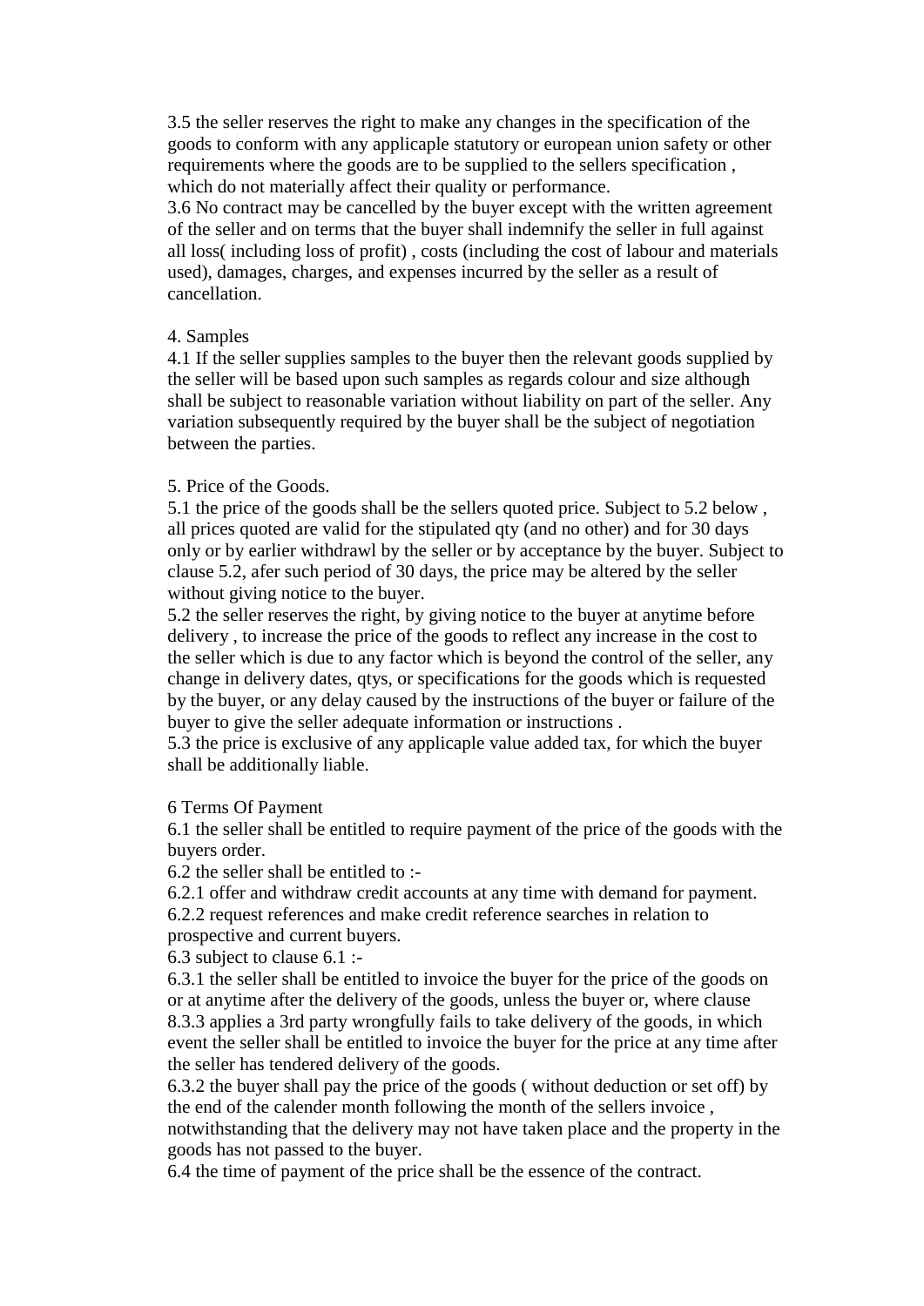3.5 the seller reserves the right to make any changes in the specification of the goods to conform with any applicaple statutory or european union safety or other requirements where the goods are to be supplied to the sellers specification , which do not materially affect their quality or performance.
3.6 No contract may be cancelled by the buyer except with the written agreement of the seller and on terms that the buyer shall indemnify the seller in full against all loss( including loss of profit) , costs (including the cost of labour and materials used), damages, charges, and expenses incurred by the seller as a result of cancellation.

4. Samples
4.1 If the seller supplies samples to the buyer then the relevant goods supplied by the seller will be based upon such samples as regards colour and size although shall be subject to reasonable variation without liability on part of the seller. Any variation subsequently required by the buyer shall be the subject of negotiation between the parties.

5. Price of the Goods.
5.1 the price of the goods shall be the sellers quoted price. Subject to 5.2 below , all prices quoted are valid for the stipulated qty (and no other) and for 30 days only or by earlier withdrawl by the seller or by acceptance by the buyer. Subject to clause 5.2, afer such period of 30 days, the price may be altered by the seller without giving notice to the buyer.
5.2 the seller reserves the right, by giving notice to the buyer at anytime before delivery , to increase the price of the goods to reflect any increase in the cost to the seller which is due to any factor which is beyond the control of the seller, any change in delivery dates, qtys, or specifications for the goods which is requested by the buyer, or any delay caused by the instructions of the buyer or failure of the buyer to give the seller adequate information or instructions .
5.3 the price is exclusive of any applicaple value added tax, for which the buyer shall be additionally liable.

6 Terms Of Payment
6.1 the seller shall be entitled to require payment of the price of the goods with the buyers order.
6.2 the seller shall be entitled to :-
6.2.1 offer and withdraw credit accounts at any time with demand for payment.
6.2.2 request references and make credit reference searches in relation to prospective and current buyers.
6.3 subject to clause 6.1 :-
6.3.1 the seller shall be entitled to invoice the buyer for the price of the goods on or at anytime after the delivery of the goods, unless the buyer or, where clause 8.3.3 applies a 3rd party wrongfully fails to take delivery of the goods, in which event the seller shall be entitled to invoice the buyer for the price at any time after the seller has tendered delivery of the goods.
6.3.2 the buyer shall pay the price of the goods ( without deduction or set off) by the end of the calender month following the month of the sellers invoice , notwithstanding that the delivery may not have taken place and the property in the goods has not passed to the buyer.
6.4 the time of payment of the price shall be the essence of the contract.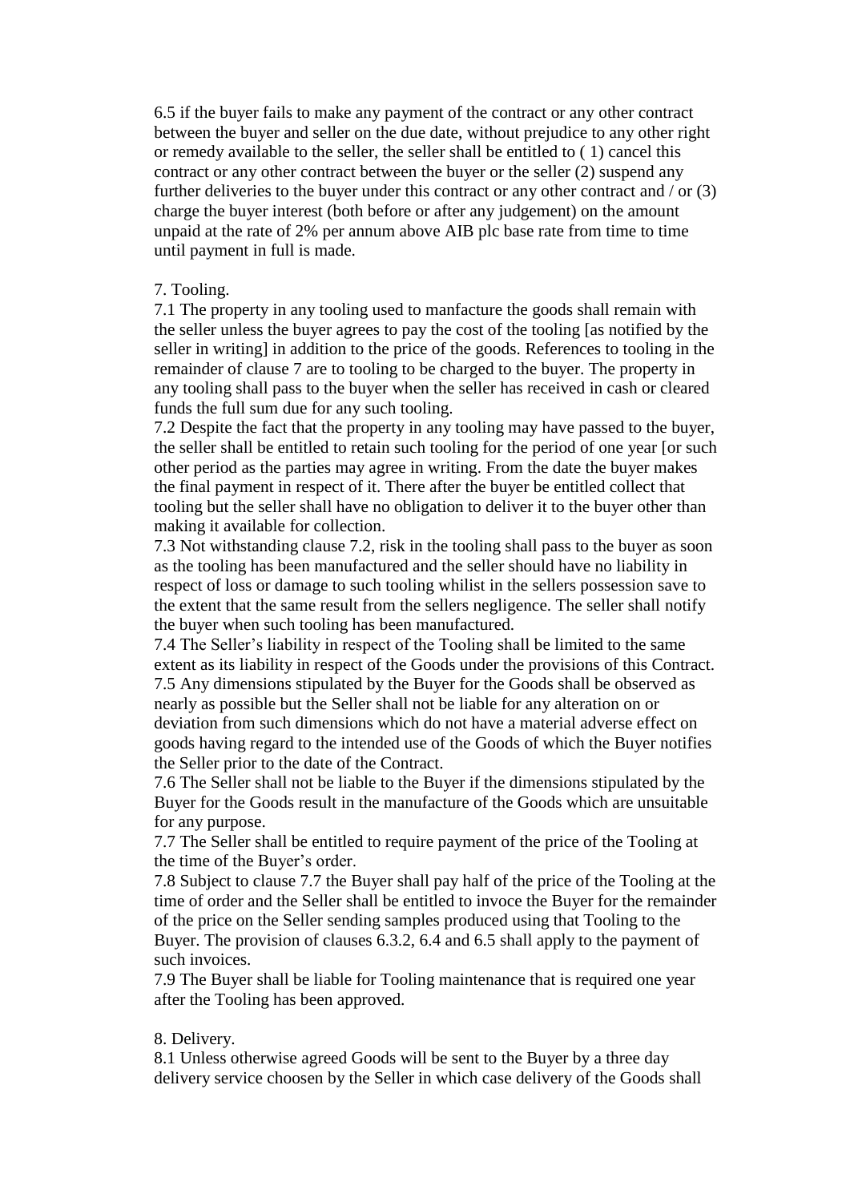6.5 if the buyer fails to make any payment of the contract or any other contract between the buyer and seller on the due date, without prejudice to any other right or remedy available to the seller, the seller shall be entitled to ( 1) cancel this contract or any other contract between the buyer or the seller (2) suspend any further deliveries to the buyer under this contract or any other contract and / or (3) charge the buyer interest (both before or after any judgement) on the amount unpaid at the rate of 2% per annum above AIB plc base rate from time to time until payment in full is made.

7. Tooling.

7.1 The property in any tooling used to manfacture the goods shall remain with the seller unless the buyer agrees to pay the cost of the tooling [as notified by the seller in writing] in addition to the price of the goods. References to tooling in the remainder of clause 7 are to tooling to be charged to the buyer. The property in any tooling shall pass to the buyer when the seller has received in cash or cleared funds the full sum due for any such tooling.

7.2 Despite the fact that the property in any tooling may have passed to the buyer, the seller shall be entitled to retain such tooling for the period of one year [or such other period as the parties may agree in writing. From the date the buyer makes the final payment in respect of it. There after the buyer be entitled collect that tooling but the seller shall have no obligation to deliver it to the buyer other than making it available for collection.

7.3 Not withstanding clause 7.2, risk in the tooling shall pass to the buyer as soon as the tooling has been manufactured and the seller should have no liability in respect of loss or damage to such tooling whilist in the sellers possession save to the extent that the same result from the sellers negligence. The seller shall notify the buyer when such tooling has been manufactured.

7.4 The Seller's liability in respect of the Tooling shall be limited to the same extent as its liability in respect of the Goods under the provisions of this Contract.

7.5 Any dimensions stipulated by the Buyer for the Goods shall be observed as nearly as possible but the Seller shall not be liable for any alteration on or deviation from such dimensions which do not have a material adverse effect on goods having regard to the intended use of the Goods of which the Buyer notifies the Seller prior to the date of the Contract.

7.6 The Seller shall not be liable to the Buyer if the dimensions stipulated by the Buyer for the Goods result in the manufacture of the Goods which are unsuitable for any purpose.

7.7 The Seller shall be entitled to require payment of the price of the Tooling at the time of the Buyer's order.

7.8 Subject to clause 7.7 the Buyer shall pay half of the price of the Tooling at the time of order and the Seller shall be entitled to invoce the Buyer for the remainder of the price on the Seller sending samples produced using that Tooling to the Buyer. The provision of clauses 6.3.2, 6.4 and 6.5 shall apply to the payment of such invoices.

7.9 The Buyer shall be liable for Tooling maintenance that is required one year after the Tooling has been approved.

8. Delivery.

8.1 Unless otherwise agreed Goods will be sent to the Buyer by a three day delivery service choosen by the Seller in which case delivery of the Goods shall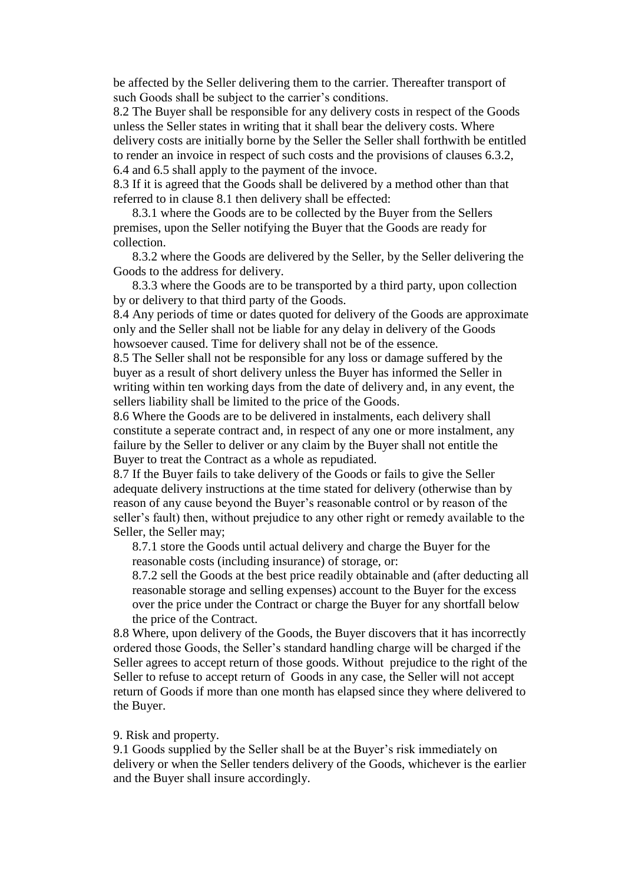be affected by the Seller delivering them to the carrier. Thereafter transport of such Goods shall be subject to the carrier's conditions.

8.2 The Buyer shall be responsible for any delivery costs in respect of the Goods unless the Seller states in writing that it shall bear the delivery costs. Where delivery costs are initially borne by the Seller the Seller shall forthwith be entitled to render an invoice in respect of such costs and the provisions of clauses 6.3.2, 6.4 and 6.5 shall apply to the payment of the invoce.

8.3 If it is agreed that the Goods shall be delivered by a method other than that referred to in clause 8.1 then delivery shall be effected:

8.3.1 where the Goods are to be collected by the Buyer from the Sellers premises, upon the Seller notifying the Buyer that the Goods are ready for collection.

8.3.2 where the Goods are delivered by the Seller, by the Seller delivering the Goods to the address for delivery.

8.3.3 where the Goods are to be transported by a third party, upon collection by or delivery to that third party of the Goods.

8.4 Any periods of time or dates quoted for delivery of the Goods are approximate only and the Seller shall not be liable for any delay in delivery of the Goods howsoever caused. Time for delivery shall not be of the essence.

8.5 The Seller shall not be responsible for any loss or damage suffered by the buyer as a result of short delivery unless the Buyer has informed the Seller in writing within ten working days from the date of delivery and, in any event, the sellers liability shall be limited to the price of the Goods.

8.6 Where the Goods are to be delivered in instalments, each delivery shall constitute a seperate contract and, in respect of any one or more instalment, any failure by the Seller to deliver or any claim by the Buyer shall not entitle the Buyer to treat the Contract as a whole as repudiated.

8.7 If the Buyer fails to take delivery of the Goods or fails to give the Seller adequate delivery instructions at the time stated for delivery (otherwise than by reason of any cause beyond the Buyer's reasonable control or by reason of the seller's fault) then, without prejudice to any other right or remedy available to the Seller, the Seller may;

8.7.1 store the Goods until actual delivery and charge the Buyer for the reasonable costs (including insurance) of storage, or:

8.7.2 sell the Goods at the best price readily obtainable and (after deducting all reasonable storage and selling expenses) account to the Buyer for the excess over the price under the Contract or charge the Buyer for any shortfall below the price of the Contract.

8.8 Where, upon delivery of the Goods, the Buyer discovers that it has incorrectly ordered those Goods, the Seller's standard handling charge will be charged if the Seller agrees to accept return of those goods. Without prejudice to the right of the Seller to refuse to accept return of Goods in any case, the Seller will not accept return of Goods if more than one month has elapsed since they where delivered to the Buyer.

9. Risk and property.

9.1 Goods supplied by the Seller shall be at the Buyer's risk immediately on delivery or when the Seller tenders delivery of the Goods, whichever is the earlier and the Buyer shall insure accordingly.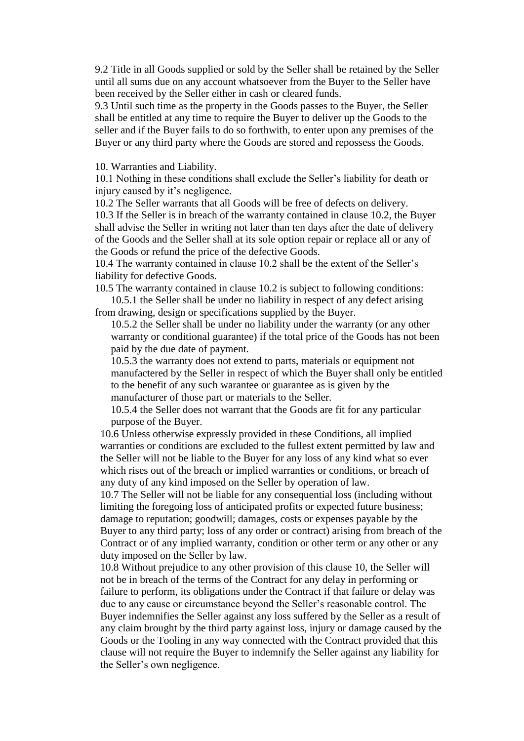9.2 Title in all Goods supplied or sold by the Seller shall be retained by the Seller until all sums due on any account whatsoever from the Buyer to the Seller have been received by the Seller either in cash or cleared funds.

9.3 Until such time as the property in the Goods passes to the Buyer, the Seller shall be entitled at any time to require the Buyer to deliver up the Goods to the seller and if the Buyer fails to do so forthwith, to enter upon any premises of the Buyer or any third party where the Goods are stored and repossess the Goods.

10. Warranties and Liability.

10.1 Nothing in these conditions shall exclude the Seller's liability for death or injury caused by it's negligence.

10.2 The Seller warrants that all Goods will be free of defects on delivery.

10.3 If the Seller is in breach of the warranty contained in clause 10.2, the Buyer shall advise the Seller in writing not later than ten days after the date of delivery of the Goods and the Seller shall at its sole option repair or replace all or any of the Goods or refund the price of the defective Goods.

10.4 The warranty contained in clause 10.2 shall be the extent of the Seller's liability for defective Goods.

10.5 The warranty contained in clause 10.2 is subject to following conditions:

10.5.1 the Seller shall be under no liability in respect of any defect arising from drawing, design or specifications supplied by the Buyer.

10.5.2 the Seller shall be under no liability under the warranty (or any other warranty or conditional guarantee) if the total price of the Goods has not been paid by the due date of payment.

10.5.3 the warranty does not extend to parts, materials or equipment not manufactered by the Seller in respect of which the Buyer shall only be entitled to the benefit of any such warantee or guarantee as is given by the manufacturer of those part or materials to the Seller.

10.5.4 the Seller does not warrant that the Goods are fit for any particular purpose of the Buyer.

10.6 Unless otherwise expressly provided in these Conditions, all implied warranties or conditions are excluded to the fullest extent permitted by law and the Seller will not be liable to the Buyer for any loss of any kind what so ever which rises out of the breach or implied warranties or conditions, or breach of any duty of any kind imposed on the Seller by operation of law.

10.7 The Seller will not be liable for any consequential loss (including without limiting the foregoing loss of anticipated profits or expected future business; damage to reputation; goodwill; damages, costs or expenses payable by the Buyer to any third party; loss of any order or contract) arising from breach of the Contract or of any implied warranty, condition or other term or any other or any duty imposed on the Seller by law.

10.8 Without prejudice to any other provision of this clause 10, the Seller will not be in breach of the terms of the Contract for any delay in performing or failure to perform, its obligations under the Contract if that failure or delay was due to any cause or circumstance beyond the Seller's reasonable control. The Buyer indemnifies the Seller against any loss suffered by the Seller as a result of any claim brought by the third party against loss, injury or damage caused by the Goods or the Tooling in any way connected with the Contract provided that this clause will not require the Buyer to indemnify the Seller against any liability for the Seller's own negligence.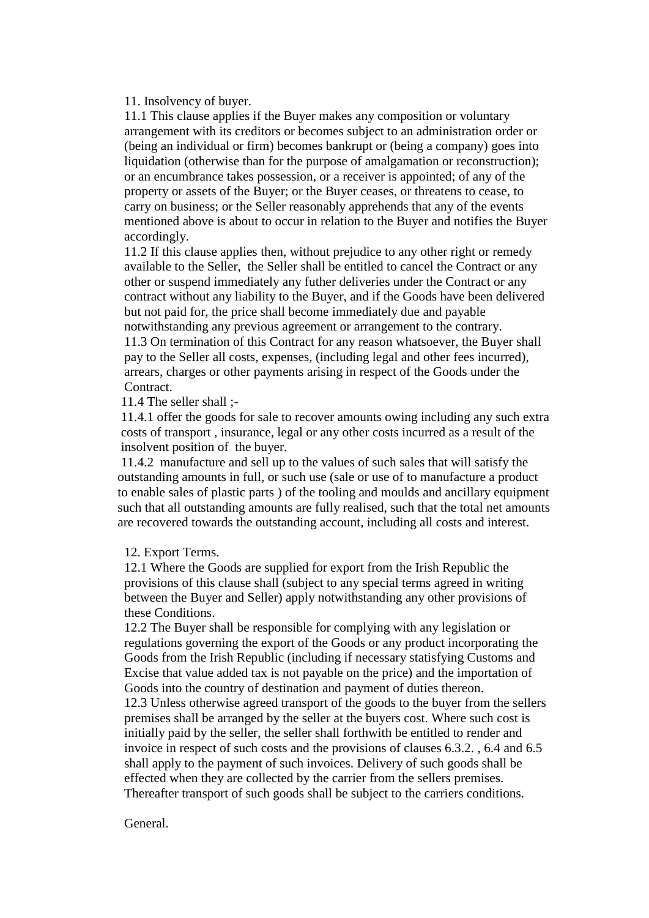11. Insolvency of buyer.

11.1 This clause applies if the Buyer makes any composition or voluntary arrangement with its creditors or becomes subject to an administration order or (being an individual or firm) becomes bankrupt or (being a company) goes into liquidation (otherwise than for the purpose of amalgamation or reconstruction); or an encumbrance takes possession, or a receiver is appointed; of any of the property or assets of the Buyer; or the Buyer ceases, or threatens to cease, to carry on business; or the Seller reasonably apprehends that any of the events mentioned above is about to occur in relation to the Buyer and notifies the Buyer accordingly.

11.2 If this clause applies then, without prejudice to any other right or remedy available to the Seller, the Seller shall be entitled to cancel the Contract or any other or suspend immediately any futher deliveries under the Contract or any contract without any liability to the Buyer, and if the Goods have been delivered but not paid for, the price shall become immediately due and payable notwithstanding any previous agreement or arrangement to the contrary.

11.3 On termination of this Contract for any reason whatsoever, the Buyer shall pay to the Seller all costs, expenses, (including legal and other fees incurred), arrears, charges or other payments arising in respect of the Goods under the Contract.

11.4 The seller shall ;-

11.4.1 offer the goods for sale to recover amounts owing including any such extra costs of transport , insurance, legal or any other costs incurred as a result of the insolvent position of the buyer.

11.4.2 manufacture and sell up to the values of such sales that will satisfy the outstanding amounts in full, or such use (sale or use of to manufacture a product to enable sales of plastic parts ) of the tooling and moulds and ancillary equipment such that all outstanding amounts are fully realised, such that the total net amounts are recovered towards the outstanding account, including all costs and interest.

12. Export Terms.

12.1 Where the Goods are supplied for export from the Irish Republic the provisions of this clause shall (subject to any special terms agreed in writing between the Buyer and Seller) apply notwithstanding any other provisions of these Conditions.

12.2 The Buyer shall be responsible for complying with any legislation or regulations governing the export of the Goods or any product incorporating the Goods from the Irish Republic (including if necessary statisfying Customs and Excise that value added tax is not payable on the price) and the importation of Goods into the country of destination and payment of duties thereon.

12.3 Unless otherwise agreed transport of the goods to the buyer from the sellers premises shall be arranged by the seller at the buyers cost. Where such cost is initially paid by the seller, the seller shall forthwith be entitled to render and invoice in respect of such costs and the provisions of clauses 6.3.2. , 6.4 and 6.5 shall apply to the payment of such invoices. Delivery of such goods shall be effected when they are collected by the carrier from the sellers premises. Thereafter transport of such goods shall be subject to the carriers conditions.

General.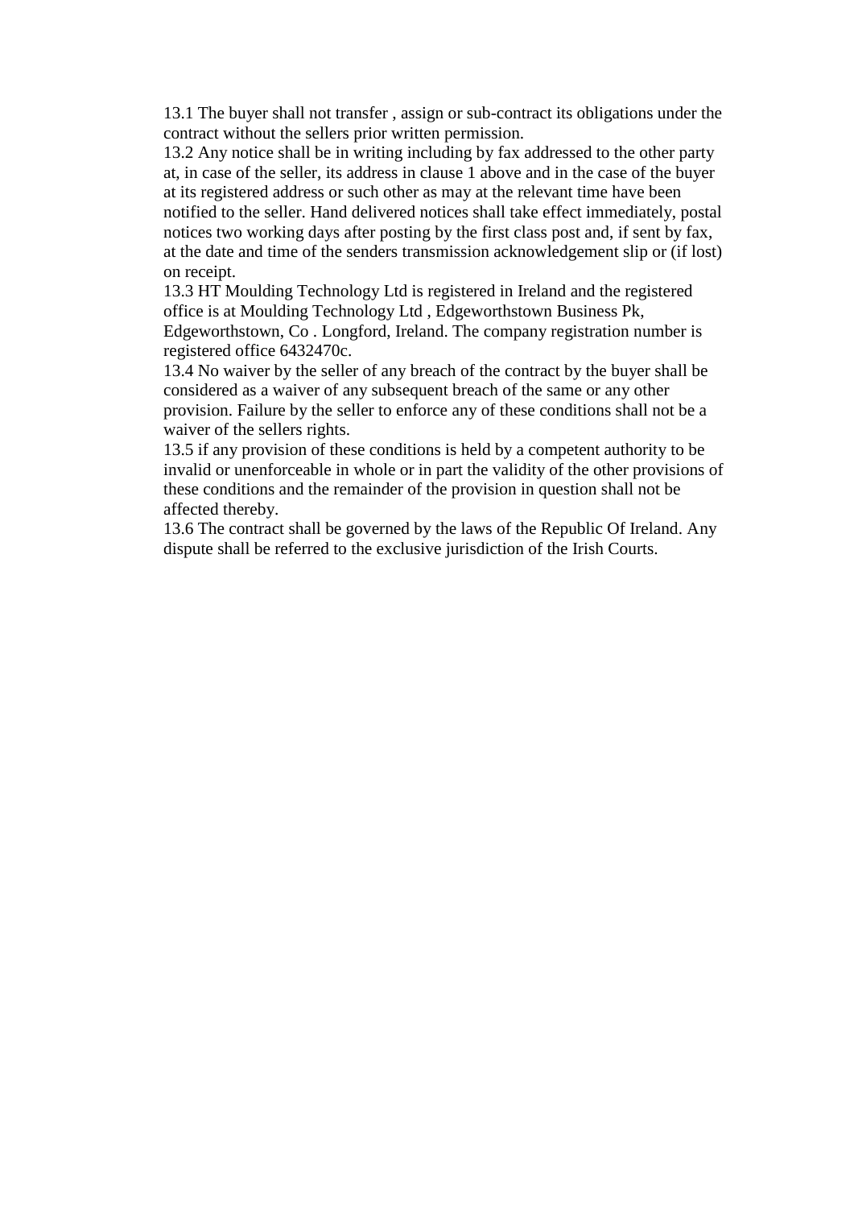13.1 The buyer shall not transfer , assign or sub-contract its obligations under the contract without the sellers prior written permission.

13.2 Any notice shall be in writing including by fax addressed to the other party at, in case of the seller, its address in clause 1 above and in the case of the buyer at its registered address or such other as may at the relevant time have been notified to the seller. Hand delivered notices shall take effect immediately, postal notices two working days after posting by the first class post and, if sent by fax, at the date and time of the senders transmission acknowledgement slip or (if lost) on receipt.

13.3 HT Moulding Technology Ltd is registered in Ireland and the registered office is at Moulding Technology Ltd , Edgeworthstown Business Pk, Edgeworthstown, Co . Longford, Ireland. The company registration number is registered office 6432470c.

13.4 No waiver by the seller of any breach of the contract by the buyer shall be considered as a waiver of any subsequent breach of the same or any other provision. Failure by the seller to enforce any of these conditions shall not be a waiver of the sellers rights.

13.5 if any provision of these conditions is held by a competent authority to be invalid or unenforceable in whole or in part the validity of the other provisions of these conditions and the remainder of the provision in question shall not be affected thereby.

13.6 The contract shall be governed by the laws of the Republic Of Ireland. Any dispute shall be referred to the exclusive jurisdiction of the Irish Courts.